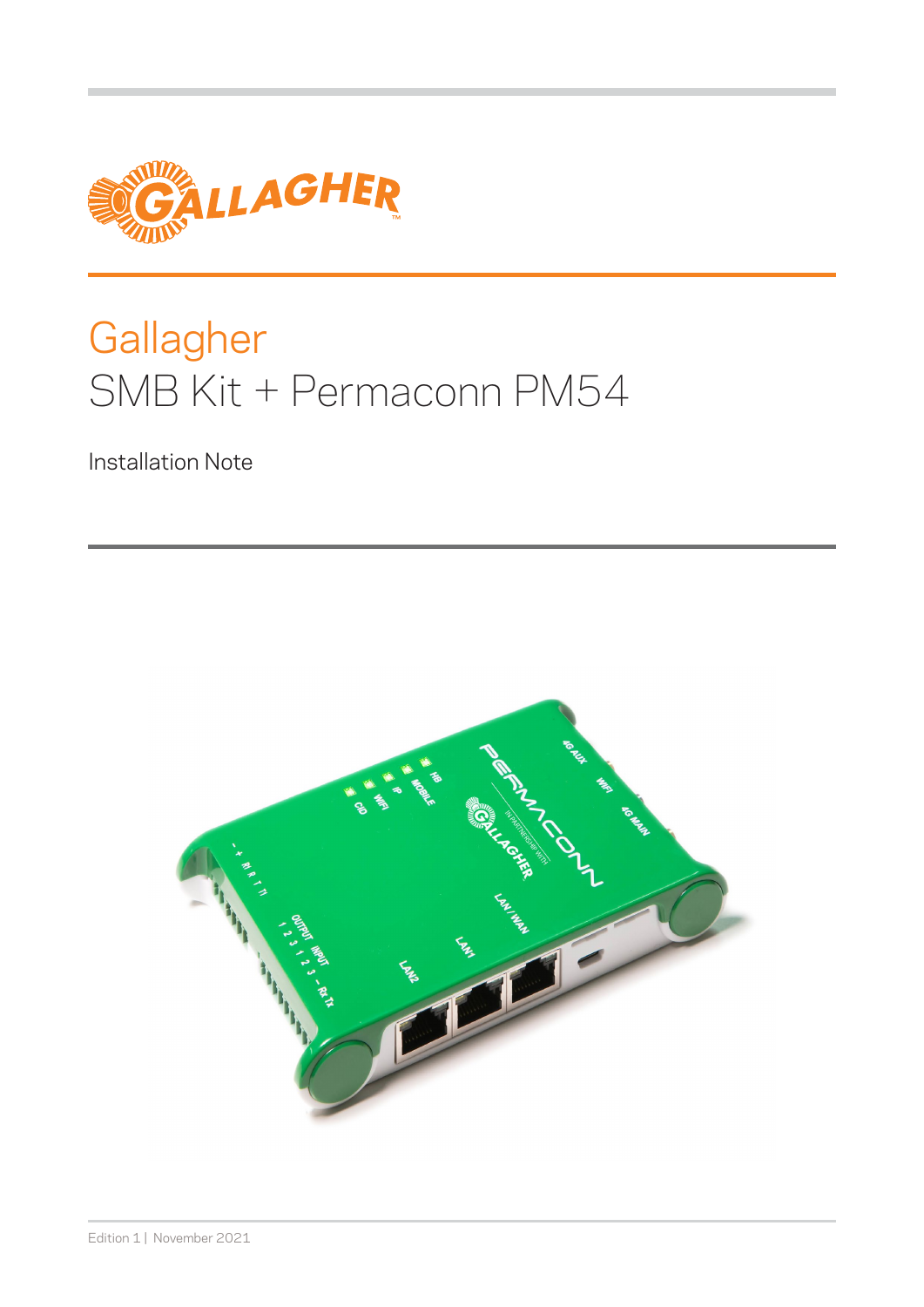# Gallagher
## SMB Kit + Permaconn PM54

Installation Note

Edition 1 | November 2021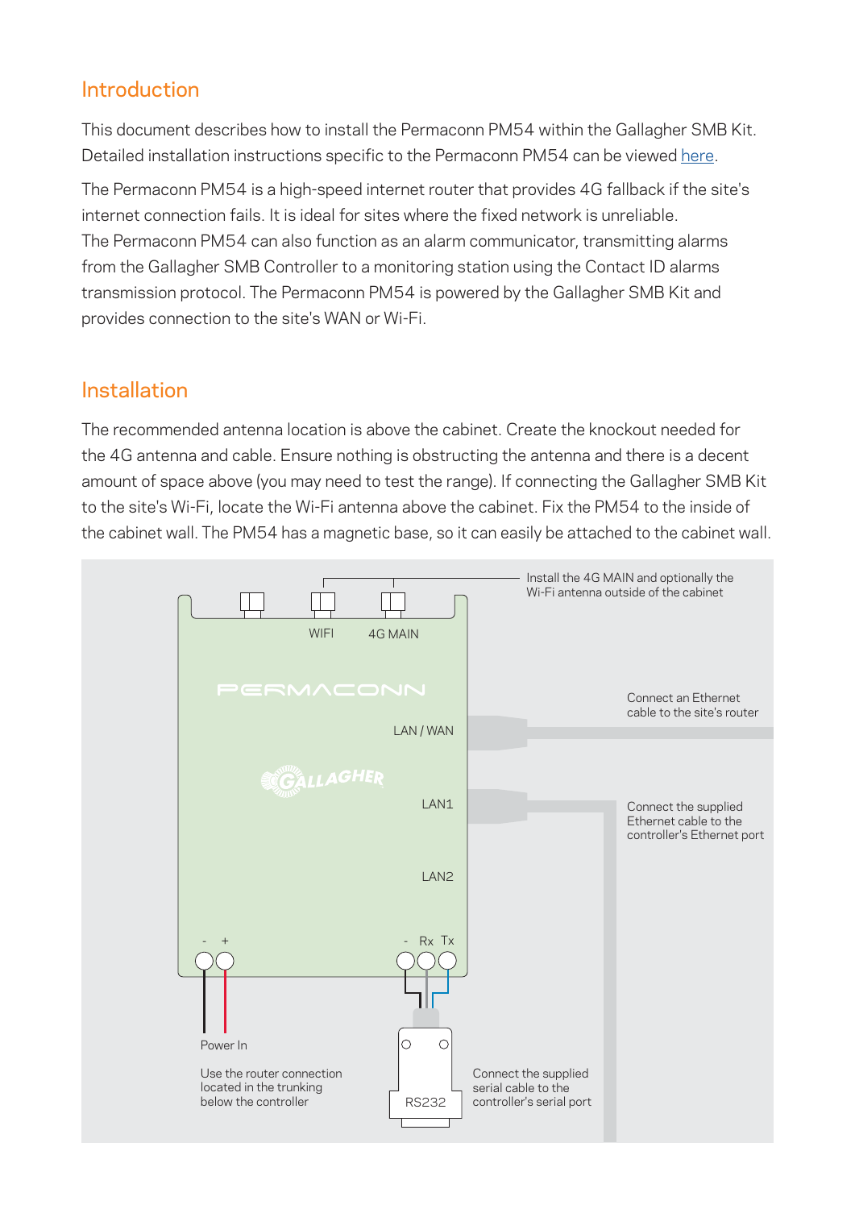## Introduction

This document describes how to install the Permaconn PM54 within the Gallagher SMB Kit. Detailed installation instructions specific to the Permaconn PM54 can be viewed here.

The Permaconn PM54 is a high-speed internet router that provides 4G fallback if the site's internet connection fails. It is ideal for sites where the fixed network is unreliable.
The Permaconn PM54 can also function as an alarm communicator, transmitting alarms from the Gallagher SMB Controller to a monitoring station using the Contact ID alarms transmission protocol. The Permaconn PM54 is powered by the Gallagher SMB Kit and provides connection to the site's WAN or Wi-Fi.

## Installation

The recommended antenna location is above the cabinet. Create the knockout needed for the 4G antenna and cable. Ensure nothing is obstructing the antenna and there is a decent amount of space above (you may need to test the range). If connecting the Gallagher SMB Kit to the site's Wi-Fi, locate the Wi-Fi antenna above the cabinet. Fix the PM54 to the inside of the cabinet wall. The PM54 has a magnetic base, so it can easily be attached to the cabinet wall.

WIFI

4G MAIN

Install the 4G MAIN and optionally the Wi-Fi antenna outside of the cabinet

PERMACONN

LAN / WAN

Connect an Ethernet cable to the site's router

GALLAGHER

LAN1

Connect the supplied Ethernet cable to the controller's Ethernet port

LAN2

- +

- Rx Tx

Power In

Use the router connection located in the trunking below the controller

RS232

Connect the supplied serial cable to the controller's serial port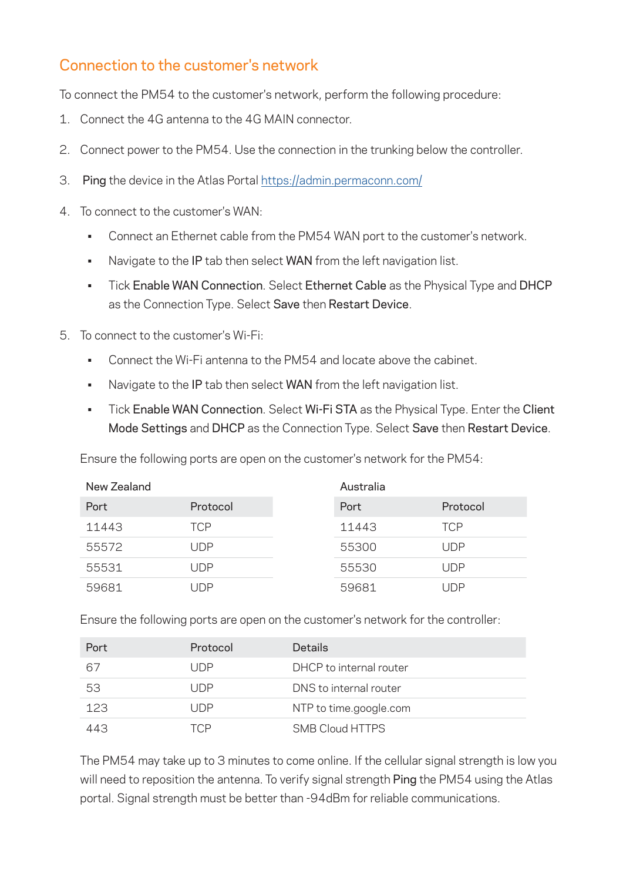## Connection to the customer's network

To connect the PM54 to the customer's network, perform the following procedure:

1. Connect the 4G antenna to the 4G MAIN connector.
2. Connect power to the PM54. Use the connection in the trunking below the controller.
3. **Ping** the device in the Atlas Portal https://admin.permaconn.com/
4. To connect to the customer's WAN:
   - Connect an Ethernet cable from the PM54 WAN port to the customer's network.
   - Navigate to the **IP** tab then select **WAN** from the left navigation list.
   - Tick **Enable WAN Connection**. Select **Ethernet Cable** as the Physical Type and **DHCP** as the Connection Type. Select **Save** then **Restart Device**.
5. To connect to the customer's Wi-Fi:
   - Connect the Wi-Fi antenna to the PM54 and locate above the cabinet.
   - Navigate to the **IP** tab then select **WAN** from the left navigation list.
   - Tick **Enable WAN Connection**. Select **Wi-Fi STA** as the Physical Type. Enter the **Client Mode Settings** and **DHCP** as the Connection Type. Select **Save** then **Restart Device**.

Ensure the following ports are open on the customer's network for the PM54:

New Zealand

| Port | Protocol |
|---|---|
| 11443 | TCP |
| 55572 | UDP |
| 55531 | UDP |
| 59681 | UDP |

Australia

| Port | Protocol |
|---|---|
| 11443 | TCP |
| 55300 | UDP |
| 55530 | UDP |
| 59681 | UDP |

Ensure the following ports are open on the customer's network for the controller:

| Port | Protocol | Details |
|---|---|---|
| 67 | UDP | DHCP to internal router |
| 53 | UDP | DNS to internal router |
| 123 | UDP | NTP to time.google.com |
| 443 | TCP | SMB Cloud HTTPS |

The PM54 may take up to 3 minutes to come online. If the cellular signal strength is low you will need to reposition the antenna. To verify signal strength **Ping** the PM54 using the Atlas portal. Signal strength must be better than -94dBm for reliable communications.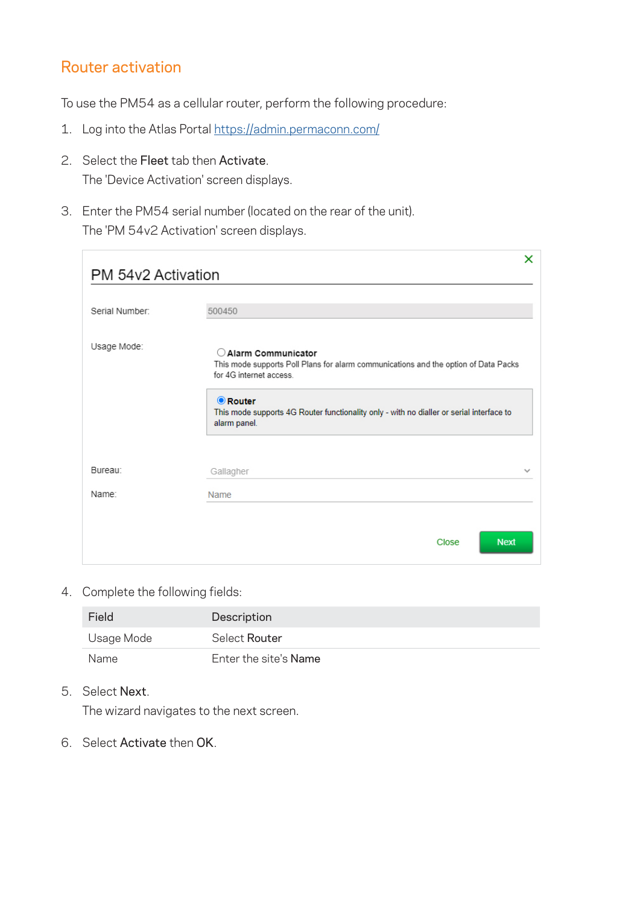## Router activation

To use the PM54 as a cellular router, perform the following procedure:

1. Log into the Atlas Portal https://admin.permaconn.com/
2. Select the **Fleet** tab then **Activate**.
   The 'Device Activation' screen displays.
3. Enter the PM54 serial number (located on the rear of the unit).
   The 'PM 54v2 Activation' screen displays.
4. Complete the following fields:

| Field | Description |
|---|---|
| Usage Mode | Select **Router** |
| Name | Enter the site's **Name** |

5. Select **Next**.
   The wizard navigates to the next screen.
6. Select **Activate** then **OK**.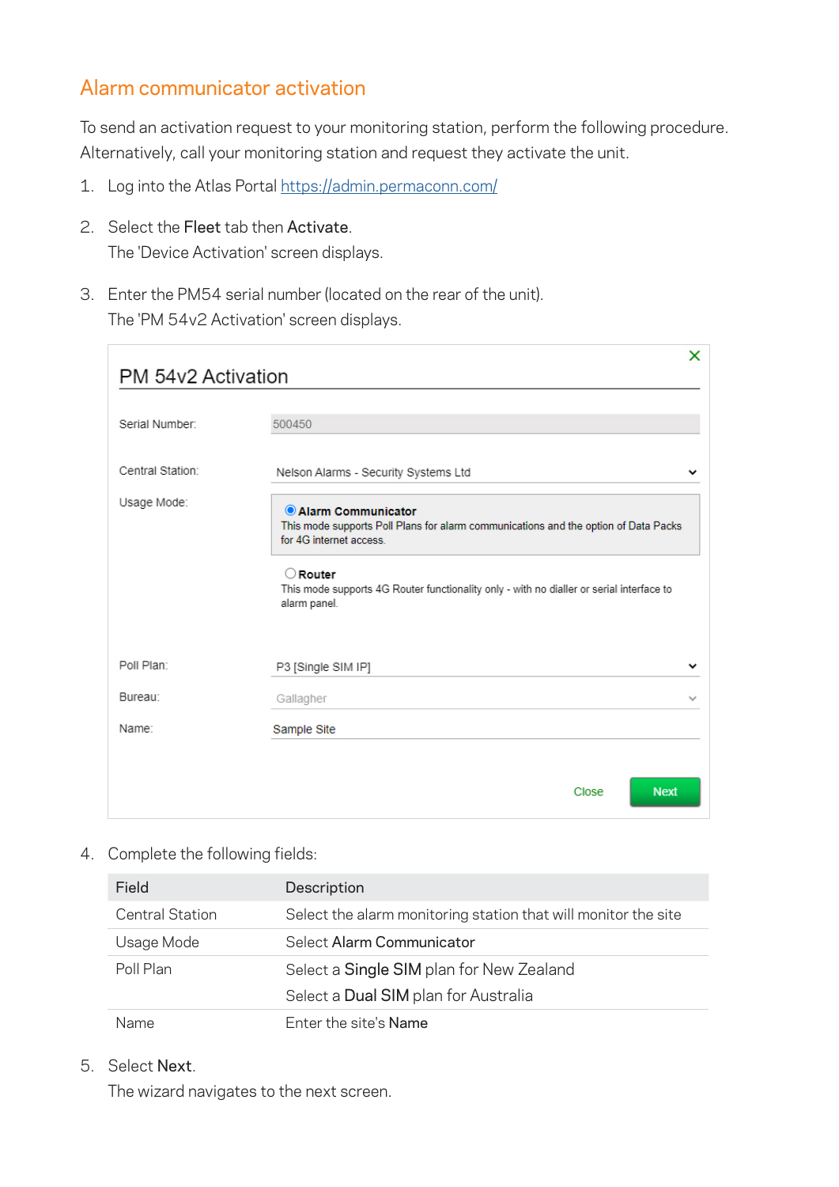## Alarm communicator activation

To send an activation request to your monitoring station, perform the following procedure. Alternatively, call your monitoring station and request they activate the unit.

1. Log into the Atlas Portal https://admin.permaconn.com/
2. Select the **Fleet** tab then **Activate**.
   The 'Device Activation' screen displays.
3. Enter the PM54 serial number (located on the rear of the unit).
   The 'PM 54v2 Activation' screen displays.

   **PM 54v2 Activation**

   Serial Number: 500450

   Central Station: Nelson Alarms - Security Systems Ltd

   Usage Mode:

   - **Alarm Communicator**
     This mode supports Poll Plans for alarm communications and the option of Data Packs for 4G internet access.
   - **Router**
     This mode supports 4G Router functionality only - with no dialler or serial interface to alarm panel.

   Poll Plan: P3 [Single SIM IP]

   Bureau: Gallagher

   Name: Sample Site

   Close | Next

4. Complete the following fields:

| Field | Description |
| --- | --- |
| Central Station | Select the alarm monitoring station that will monitor the site |
| Usage Mode | Select **Alarm Communicator** |
| Poll Plan | Select a **Single SIM** plan for New Zealand<br>Select a **Dual SIM** plan for Australia |
| Name | Enter the site's **Name** |

5. Select **Next**.
   The wizard navigates to the next screen.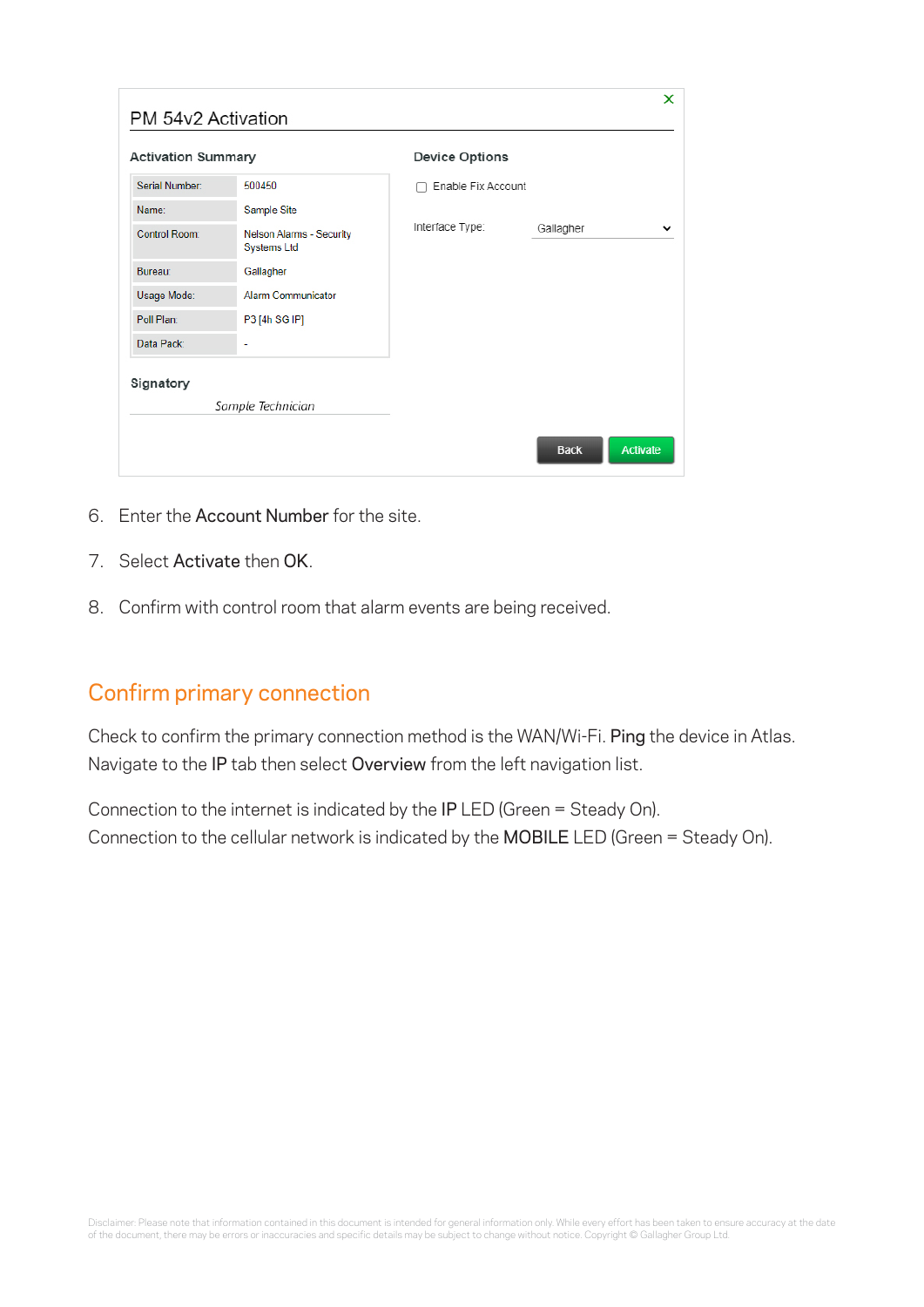PM 54v2 Activation

**Activation Summary**

| | |
|---|---|
| Serial Number: | 500450 |
| Name: | Sample Site |
| Control Room: | Nelson Alarms - Security Systems Ltd |
| Bureau: | Gallagher |
| Usage Mode: | Alarm Communicator |
| Poll Plan: | P3 [4h SG IP] |
| Data Pack: | - |

**Signatory**

*Sample Technician*

**Device Options**

☐ Enable Fix Account

Interface Type: Gallagher

Back | Activate

6. Enter the **Account Number** for the site.
7. Select **Activate** then **OK**.
8. Confirm with control room that alarm events are being received.

## Confirm primary connection

Check to confirm the primary connection method is the WAN/Wi-Fi. **Ping** the device in Atlas. Navigate to the **IP** tab then select **Overview** from the left navigation list.

Connection to the internet is indicated by the **IP** LED (Green = Steady On).
Connection to the cellular network is indicated by the **MOBILE** LED (Green = Steady On).